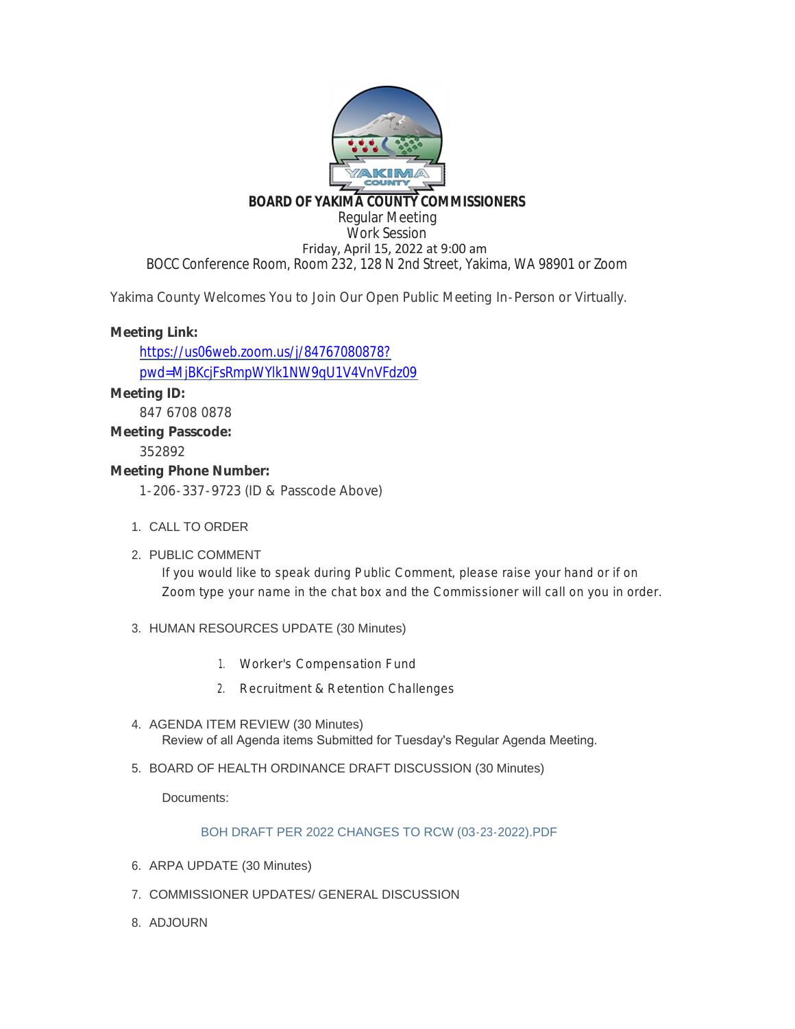# BOARD OF YAKIMA COUNTY COMMISSIONERS

Regular Meeting

Work Session

Friday, April 15, 2022 at 9:00 am

BOCC Conference Room, Room 232, 128 N 2nd Street, Yakima, WA 98901 or Zoom

Yakima County Welcomes You to Join Our Open Public Meeting In-Person or Virtually.

**Meeting Link:**

[https://us06web.zoom.us/j/84767080878?pwd=MjBKcjFsRmpWYlk1NW9qU1V4VnVFdz09](https://us06web.zoom.us/j/84767080878?pwd=MjBKcjFsRmpWYlk1NW9qU1V4VnVFdz09)

**Meeting ID:**

847 6708 0878

**Meeting Passcode:**

352892

**Meeting Phone Number:**

1-206-337-9723 (ID & Passcode Above)

1. CALL TO ORDER
2. PUBLIC COMMENT

   If you would like to speak during Public Comment, please raise your hand or if on Zoom type your name in the chat box and the Commissioner will call on you in order.
3. HUMAN RESOURCES UPDATE (30 Minutes)
   1. Worker's Compensation Fund
   2. Recruitment & Retention Challenges
4. AGENDA ITEM REVIEW (30 Minutes)

   Review of all Agenda items Submitted for Tuesday's Regular Agenda Meeting.
5. BOARD OF HEALTH ORDINANCE DRAFT DISCUSSION (30 Minutes)

   Documents:

   BOH DRAFT PER 2022 CHANGES TO RCW (03-23-2022).PDF
6. ARPA UPDATE (30 Minutes)
7. COMMISSIONER UPDATES/ GENERAL DISCUSSION
8. ADJOURN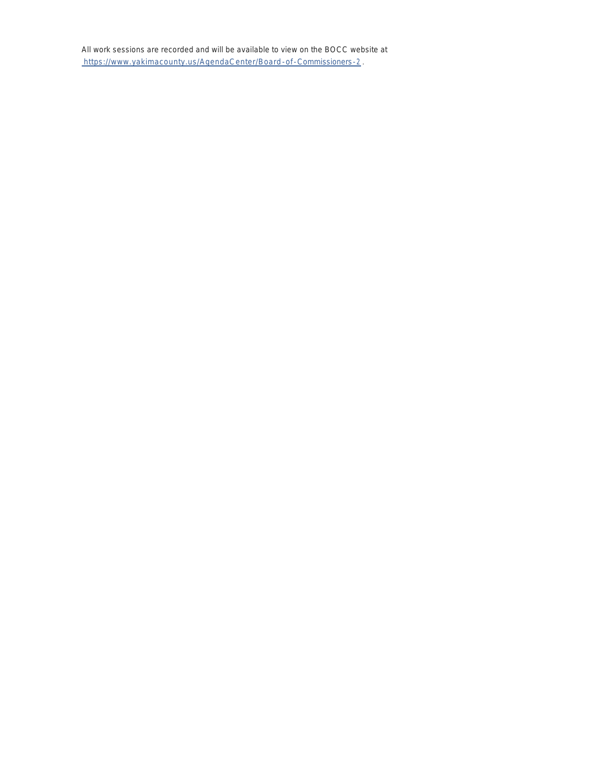All work sessions are recorded and will be available to view on the BOCC website at [https://www.yakimacounty.us/AgendaCenter/Board-of-Commissioners-2](https://www.yakimacounty.us/AgendaCenter/Board-of-Commissioners-2).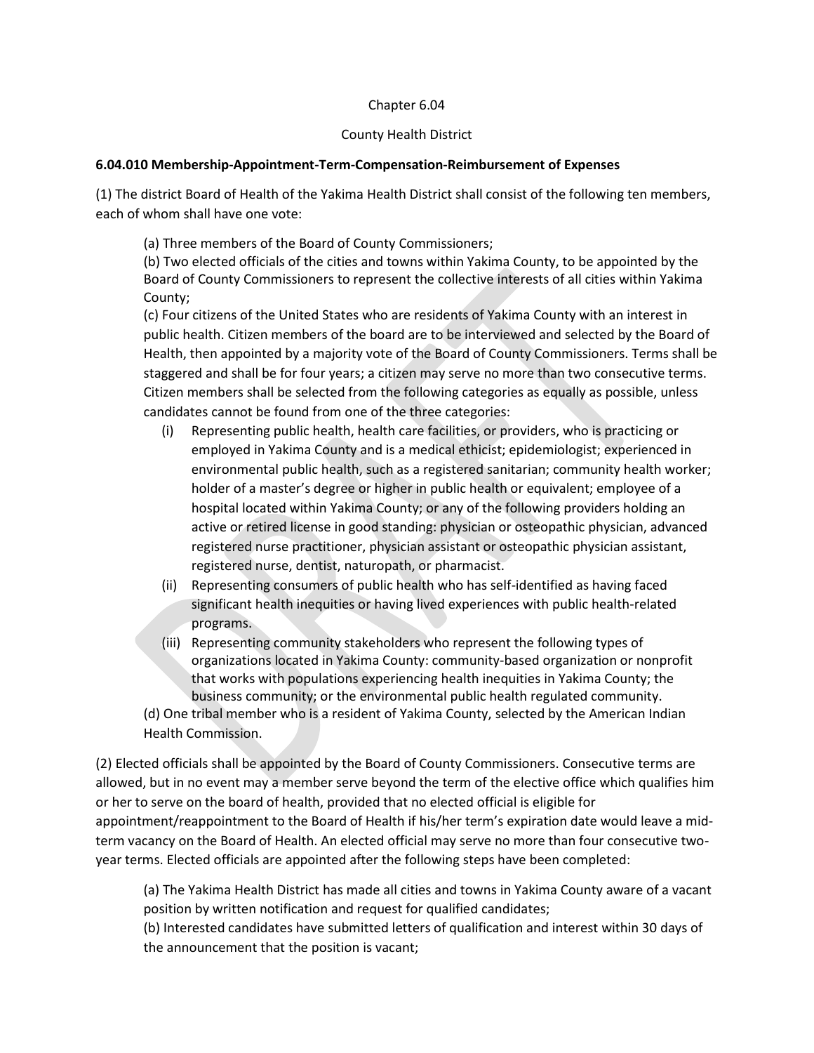Chapter 6.04

County Health District

**6.04.010 Membership-Appointment-Term-Compensation-Reimbursement of Expenses**

(1) The district Board of Health of the Yakima Health District shall consist of the following ten members, each of whom shall have one vote:

(a) Three members of the Board of County Commissioners;
(b) Two elected officials of the cities and towns within Yakima County, to be appointed by the Board of County Commissioners to represent the collective interests of all cities within Yakima County;
(c) Four citizens of the United States who are residents of Yakima County with an interest in public health. Citizen members of the board are to be interviewed and selected by the Board of Health, then appointed by a majority vote of the Board of County Commissioners. Terms shall be staggered and shall be for four years; a citizen may serve no more than two consecutive terms. Citizen members shall be selected from the following categories as equally as possible, unless candidates cannot be found from one of the three categories:

(i) Representing public health, health care facilities, or providers, who is practicing or employed in Yakima County and is a medical ethicist; epidemiologist; experienced in environmental public health, such as a registered sanitarian; community health worker; holder of a master's degree or higher in public health or equivalent; employee of a hospital located within Yakima County; or any of the following providers holding an active or retired license in good standing: physician or osteopathic physician, advanced registered nurse practitioner, physician assistant or osteopathic physician assistant, registered nurse, dentist, naturopath, or pharmacist.
(ii) Representing consumers of public health who has self-identified as having faced significant health inequities or having lived experiences with public health-related programs.
(iii) Representing community stakeholders who represent the following types of organizations located in Yakima County: community-based organization or nonprofit that works with populations experiencing health inequities in Yakima County; the business community; or the environmental public health regulated community.

(d) One tribal member who is a resident of Yakima County, selected by the American Indian Health Commission.

(2) Elected officials shall be appointed by the Board of County Commissioners. Consecutive terms are allowed, but in no event may a member serve beyond the term of the elective office which qualifies him or her to serve on the board of health, provided that no elected official is eligible for appointment/reappointment to the Board of Health if his/her term's expiration date would leave a mid-term vacancy on the Board of Health. An elected official may serve no more than four consecutive two-year terms. Elected officials are appointed after the following steps have been completed:

(a) The Yakima Health District has made all cities and towns in Yakima County aware of a vacant position by written notification and request for qualified candidates;
(b) Interested candidates have submitted letters of qualification and interest within 30 days of the announcement that the position is vacant;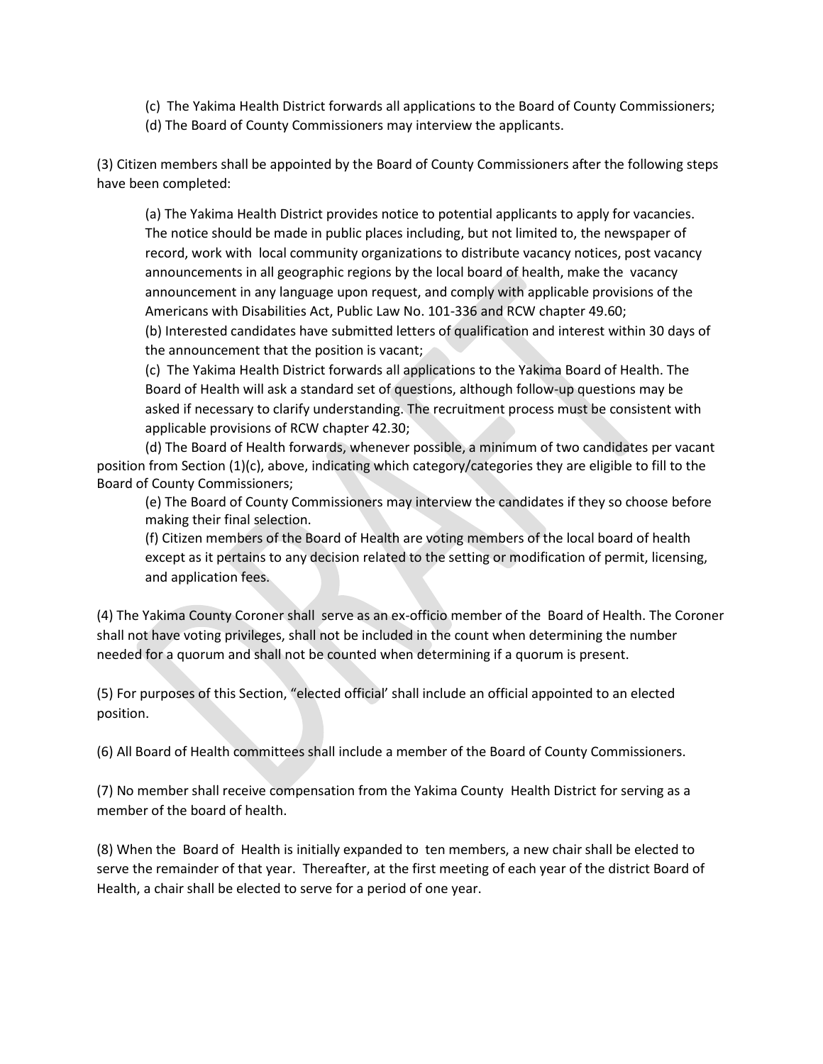(c) The Yakima Health District forwards all applications to the Board of County Commissioners;
(d) The Board of County Commissioners may interview the applicants.

(3) Citizen members shall be appointed by the Board of County Commissioners after the following steps have been completed:

(a) The Yakima Health District provides notice to potential applicants to apply for vacancies. The notice should be made in public places including, but not limited to, the newspaper of record, work with local community organizations to distribute vacancy notices, post vacancy announcements in all geographic regions by the local board of health, make the vacancy announcement in any language upon request, and comply with applicable provisions of the Americans with Disabilities Act, Public Law No. 101-336 and RCW chapter 49.60;
(b) Interested candidates have submitted letters of qualification and interest within 30 days of the announcement that the position is vacant;
(c) The Yakima Health District forwards all applications to the Yakima Board of Health. The Board of Health will ask a standard set of questions, although follow-up questions may be asked if necessary to clarify understanding. The recruitment process must be consistent with applicable provisions of RCW chapter 42.30;
(d) The Board of Health forwards, whenever possible, a minimum of two candidates per vacant position from Section (1)(c), above, indicating which category/categories they are eligible to fill to the Board of County Commissioners;
(e) The Board of County Commissioners may interview the candidates if they so choose before making their final selection.
(f) Citizen members of the Board of Health are voting members of the local board of health except as it pertains to any decision related to the setting or modification of permit, licensing, and application fees.

(4) The Yakima County Coroner shall serve as an ex-officio member of the Board of Health. The Coroner shall not have voting privileges, shall not be included in the count when determining the number needed for a quorum and shall not be counted when determining if a quorum is present.

(5) For purposes of this Section, "elected official' shall include an official appointed to an elected position.

(6) All Board of Health committees shall include a member of the Board of County Commissioners.

(7) No member shall receive compensation from the Yakima County Health District for serving as a member of the board of health.

(8) When the Board of Health is initially expanded to ten members, a new chair shall be elected to serve the remainder of that year. Thereafter, at the first meeting of each year of the district Board of Health, a chair shall be elected to serve for a period of one year.